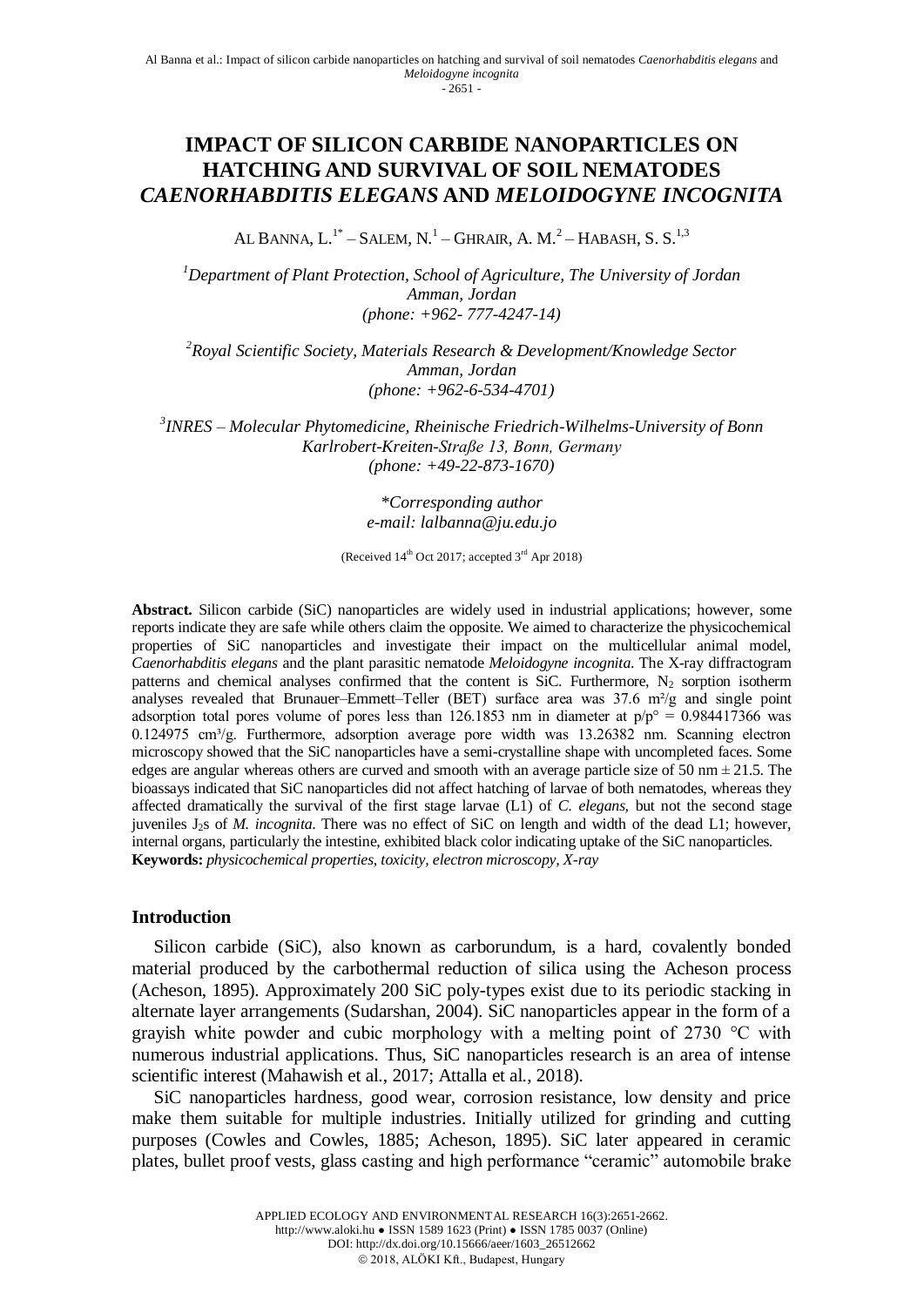# IMPACT OF SILICON CARBIDE NANOPARTICLES ON HATCHING AND SURVIVAL OF SOIL NEMATODES *CAENORHABDITIS ELEGANS* AND *MELOIDOGYNE INCOGNITA*

AL BANNA, L.[1*] – SALEM, N.[1] – GHRAIR, A. M.[2] – HABASH, S. S.[1,3]

[1]*Department of Plant Protection, School of Agriculture, The University of Jordan Amman, Jordan (phone: +962- 777-4247-14)*

[2]*Royal Scientific Society, Materials Research & Development/Knowledge Sector Amman, Jordan (phone: +962-6-534-4701)*

[3]*INRES – Molecular Phytomedicine, Rheinische Friedrich-Wilhelms-University of Bonn Karlrobert-Kreiten-Straße 13, Bonn, Germany (phone: +49-22-873-1670)*

*\*Corresponding author e-mail: lalbanna@ju.edu.jo*

(Received 14th Oct 2017; accepted 3rd Apr 2018)

**Abstract.** Silicon carbide (SiC) nanoparticles are widely used in industrial applications; however, some reports indicate they are safe while others claim the opposite. We aimed to characterize the physicochemical properties of SiC nanoparticles and investigate their impact on the multicellular animal model, *Caenorhabditis elegans* and the plant parasitic nematode *Meloidogyne incognita*. The X-ray diffractogram patterns and chemical analyses confirmed that the content is SiC. Furthermore, $N_2$ sorption isotherm analyses revealed that Brunauer–Emmett–Teller (BET) surface area was 37.6 m²/g and single point adsorption total pores volume of pores less than 126.1853 nm in diameter at p/p° = 0.984417366 was 0.124975 cm³/g. Furthermore, adsorption average pore width was 13.26382 nm. Scanning electron microscopy showed that the SiC nanoparticles have a semi-crystalline shape with uncompleted faces. Some edges are angular whereas others are curved and smooth with an average particle size of 50 nm ± 21.5. The bioassays indicated that SiC nanoparticles did not affect hatching of larvae of both nematodes, whereas they affected dramatically the survival of the first stage larvae (L1) of *C. elegans*, but not the second stage juveniles $J_2$s of *M. incognita*. There was no effect of SiC on length and width of the dead L1; however, internal organs, particularly the intestine, exhibited black color indicating uptake of the SiC nanoparticles.
**Keywords:** *physicochemical properties, toxicity, electron microscopy, X-ray*

## Introduction

Silicon carbide (SiC), also known as carborundum, is a hard, covalently bonded material produced by the carbothermal reduction of silica using the Acheson process (Acheson, 1895). Approximately 200 SiC poly-types exist due to its periodic stacking in alternate layer arrangements (Sudarshan, 2004). SiC nanoparticles appear in the form of a grayish white powder and cubic morphology with a melting point of 2730 °C with numerous industrial applications. Thus, SiC nanoparticles research is an area of intense scientific interest (Mahawish et al., 2017; Attalla et al., 2018).

SiC nanoparticles hardness, good wear, corrosion resistance, low density and price make them suitable for multiple industries. Initially utilized for grinding and cutting purposes (Cowles and Cowles, 1885; Acheson, 1895). SiC later appeared in ceramic plates, bullet proof vests, glass casting and high performance "ceramic" automobile brake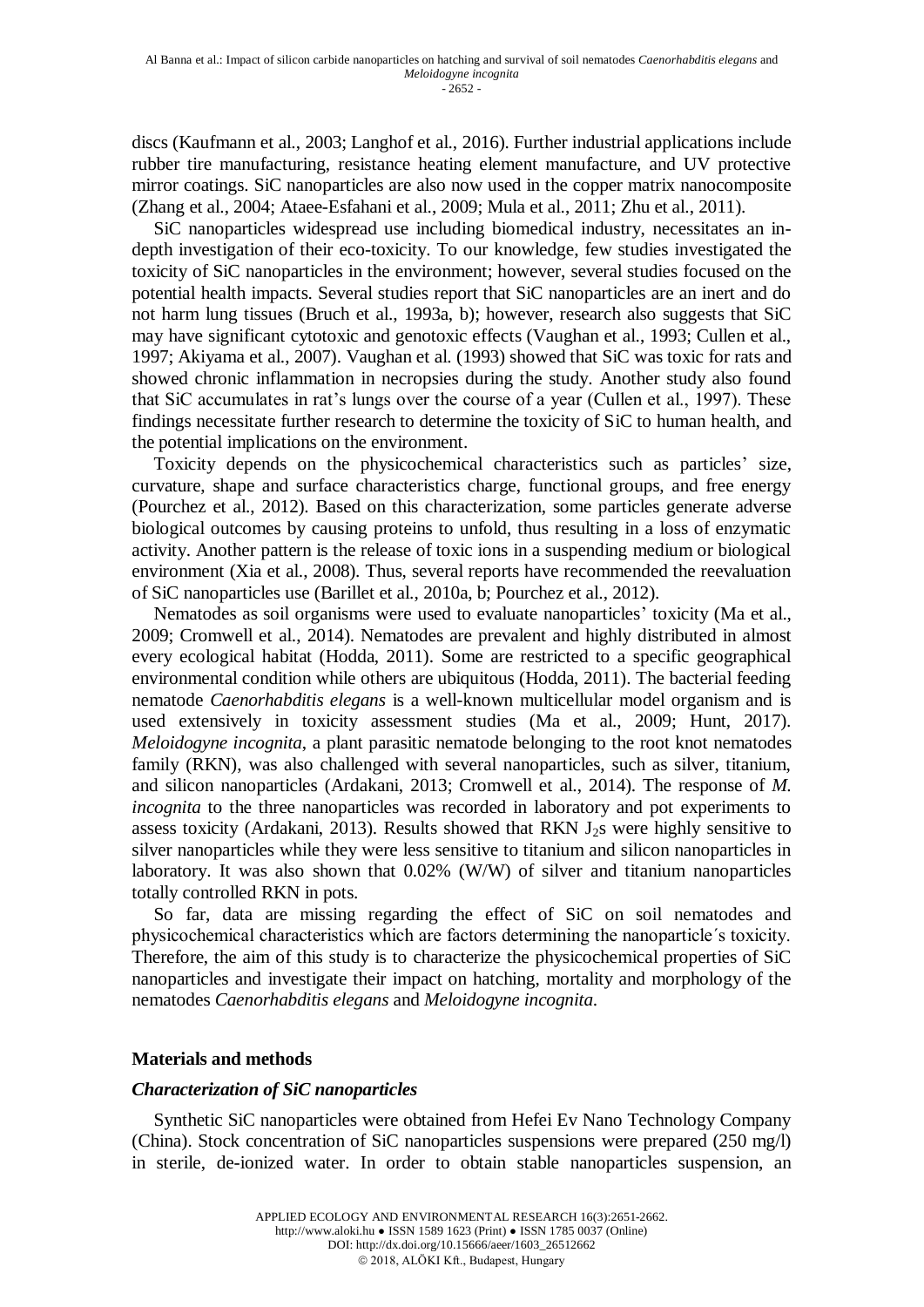discs (Kaufmann et al., 2003; Langhof et al., 2016). Further industrial applications include rubber tire manufacturing, resistance heating element manufacture, and UV protective mirror coatings. SiC nanoparticles are also now used in the copper matrix nanocomposite (Zhang et al., 2004; Ataee-Esfahani et al., 2009; Mula et al., 2011; Zhu et al., 2011).

SiC nanoparticles widespread use including biomedical industry, necessitates an in-depth investigation of their eco-toxicity. To our knowledge, few studies investigated the toxicity of SiC nanoparticles in the environment; however, several studies focused on the potential health impacts. Several studies report that SiC nanoparticles are an inert and do not harm lung tissues (Bruch et al., 1993a, b); however, research also suggests that SiC may have significant cytotoxic and genotoxic effects (Vaughan et al., 1993; Cullen et al., 1997; Akiyama et al., 2007). Vaughan et al. (1993) showed that SiC was toxic for rats and showed chronic inflammation in necropsies during the study. Another study also found that SiC accumulates in rat's lungs over the course of a year (Cullen et al., 1997). These findings necessitate further research to determine the toxicity of SiC to human health, and the potential implications on the environment.

Toxicity depends on the physicochemical characteristics such as particles' size, curvature, shape and surface characteristics charge, functional groups, and free energy (Pourchez et al., 2012). Based on this characterization, some particles generate adverse biological outcomes by causing proteins to unfold, thus resulting in a loss of enzymatic activity. Another pattern is the release of toxic ions in a suspending medium or biological environment (Xia et al., 2008). Thus, several reports have recommended the reevaluation of SiC nanoparticles use (Barillet et al., 2010a, b; Pourchez et al., 2012).

Nematodes as soil organisms were used to evaluate nanoparticles' toxicity (Ma et al., 2009; Cromwell et al., 2014). Nematodes are prevalent and highly distributed in almost every ecological habitat (Hodda, 2011). Some are restricted to a specific geographical environmental condition while others are ubiquitous (Hodda, 2011). The bacterial feeding nematode *Caenorhabditis elegans* is a well-known multicellular model organism and is used extensively in toxicity assessment studies (Ma et al., 2009; Hunt, 2017). *Meloidogyne incognita*, a plant parasitic nematode belonging to the root knot nematodes family (RKN), was also challenged with several nanoparticles, such as silver, titanium, and silicon nanoparticles (Ardakani, 2013; Cromwell et al., 2014). The response of *M. incognita* to the three nanoparticles was recorded in laboratory and pot experiments to assess toxicity (Ardakani, 2013). Results showed that RKN $J_2$s were highly sensitive to silver nanoparticles while they were less sensitive to titanium and silicon nanoparticles in laboratory. It was also shown that 0.02% (W/W) of silver and titanium nanoparticles totally controlled RKN in pots.

So far, data are missing regarding the effect of SiC on soil nematodes and physicochemical characteristics which are factors determining the nanoparticle´s toxicity. Therefore, the aim of this study is to characterize the physicochemical properties of SiC nanoparticles and investigate their impact on hatching, mortality and morphology of the nematodes *Caenorhabditis elegans* and *Meloidogyne incognita*.

## Materials and methods

### *Characterization of SiC nanoparticles*

Synthetic SiC nanoparticles were obtained from Hefei Ev Nano Technology Company (China). Stock concentration of SiC nanoparticles suspensions were prepared (250 mg/l) in sterile, de-ionized water. In order to obtain stable nanoparticles suspension, an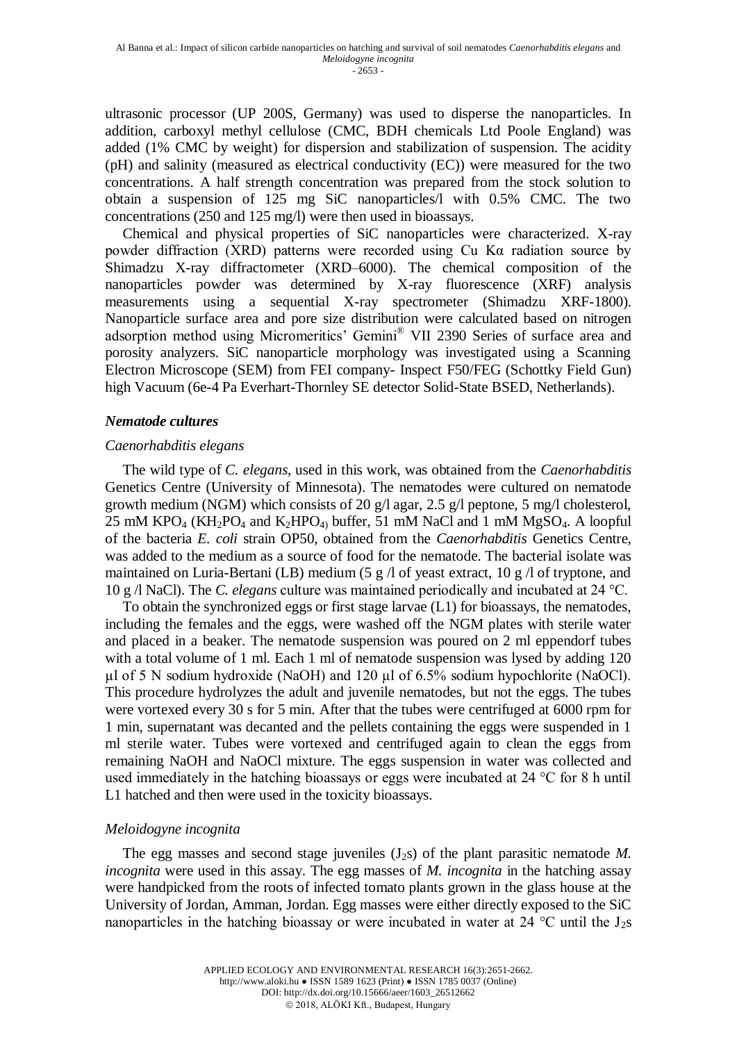ultrasonic processor (UP 200S, Germany) was used to disperse the nanoparticles. In addition, carboxyl methyl cellulose (CMC, BDH chemicals Ltd Poole England) was added (1% CMC by weight) for dispersion and stabilization of suspension. The acidity (pH) and salinity (measured as electrical conductivity (EC)) were measured for the two concentrations. A half strength concentration was prepared from the stock solution to obtain a suspension of 125 mg SiC nanoparticles/l with 0.5% CMC. The two concentrations (250 and 125 mg/l) were then used in bioassays.

Chemical and physical properties of SiC nanoparticles were characterized. X-ray powder diffraction (XRD) patterns were recorded using Cu Kα radiation source by Shimadzu X-ray diffractometer (XRD–6000). The chemical composition of the nanoparticles powder was determined by X-ray fluorescence (XRF) analysis measurements using a sequential X-ray spectrometer (Shimadzu XRF-1800). Nanoparticle surface area and pore size distribution were calculated based on nitrogen adsorption method using Micromeritics' Gemini® VII 2390 Series of surface area and porosity analyzers. SiC nanoparticle morphology was investigated using a Scanning Electron Microscope (SEM) from FEI company- Inspect F50/FEG (Schottky Field Gun) high Vacuum (6e-4 Pa Everhart-Thornley SE detector Solid-State BSED, Netherlands).

### *Nematode cultures*

#### *Caenorhabditis elegans*

The wild type of *C. elegans*, used in this work, was obtained from the *Caenorhabditis* Genetics Centre (University of Minnesota). The nematodes were cultured on nematode growth medium (NGM) which consists of 20 g/l agar, 2.5 g/l peptone, 5 mg/l cholesterol, 25 mM $KPO_4$ ($KH_2PO_4$ and $K_2HPO_4$) buffer, 51 mM NaCl and 1 mM $MgSO_4$. A loopful of the bacteria *E. coli* strain OP50, obtained from the *Caenorhabditis* Genetics Centre, was added to the medium as a source of food for the nematode. The bacterial isolate was maintained on Luria-Bertani (LB) medium (5 g /l of yeast extract, 10 g /l of tryptone, and 10 g /l NaCl). The *C. elegans* culture was maintained periodically and incubated at 24 °C.

To obtain the synchronized eggs or first stage larvae (L1) for bioassays, the nematodes, including the females and the eggs, were washed off the NGM plates with sterile water and placed in a beaker. The nematode suspension was poured on 2 ml eppendorf tubes with a total volume of 1 ml. Each 1 ml of nematode suspension was lysed by adding 120 µl of 5 N sodium hydroxide (NaOH) and 120 µl of 6.5% sodium hypochlorite (NaOCl). This procedure hydrolyzes the adult and juvenile nematodes, but not the eggs. The tubes were vortexed every 30 s for 5 min. After that the tubes were centrifuged at 6000 rpm for 1 min, supernatant was decanted and the pellets containing the eggs were suspended in 1 ml sterile water. Tubes were vortexed and centrifuged again to clean the eggs from remaining NaOH and NaOCl mixture. The eggs suspension in water was collected and used immediately in the hatching bioassays or eggs were incubated at 24 °C for 8 h until L1 hatched and then were used in the toxicity bioassays.

#### *Meloidogyne incognita*

The egg masses and second stage juveniles ($J_2$s) of the plant parasitic nematode *M. incognita* were used in this assay. The egg masses of *M. incognita* in the hatching assay were handpicked from the roots of infected tomato plants grown in the glass house at the University of Jordan, Amman, Jordan. Egg masses were either directly exposed to the SiC nanoparticles in the hatching bioassay or were incubated in water at 24 °C until the $J_2$s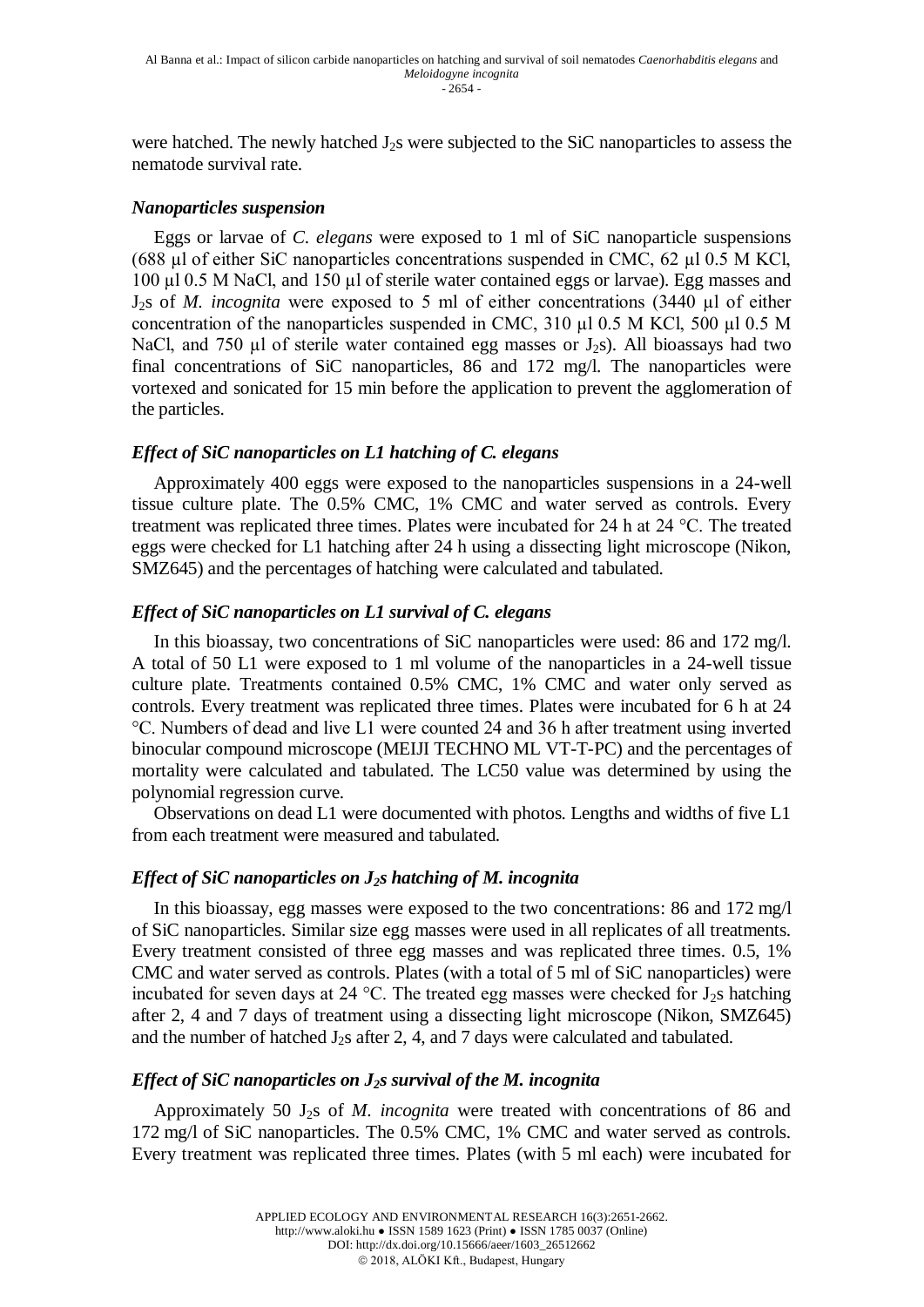were hatched. The newly hatched $J_2$s were subjected to the SiC nanoparticles to assess the nematode survival rate.

### *Nanoparticles suspension*

Eggs or larvae of *C. elegans* were exposed to 1 ml of SiC nanoparticle suspensions (688 µl of either SiC nanoparticles concentrations suspended in CMC, 62 µl 0.5 M KCl, 100 µl 0.5 M NaCl, and 150 µl of sterile water contained eggs or larvae). Egg masses and $J_2$s of *M. incognita* were exposed to 5 ml of either concentrations (3440 µl of either concentration of the nanoparticles suspended in CMC, 310 µl 0.5 M KCl, 500 µl 0.5 M NaCl, and 750 µl of sterile water contained egg masses or $J_2$s). All bioassays had two final concentrations of SiC nanoparticles, 86 and 172 mg/l. The nanoparticles were vortexed and sonicated for 15 min before the application to prevent the agglomeration of the particles.

### *Effect of SiC nanoparticles on L1 hatching of C. elegans*

Approximately 400 eggs were exposed to the nanoparticles suspensions in a 24-well tissue culture plate. The 0.5% CMC, 1% CMC and water served as controls. Every treatment was replicated three times. Plates were incubated for 24 h at 24 °C. The treated eggs were checked for L1 hatching after 24 h using a dissecting light microscope (Nikon, SMZ645) and the percentages of hatching were calculated and tabulated.

### *Effect of SiC nanoparticles on L1 survival of C. elegans*

In this bioassay, two concentrations of SiC nanoparticles were used: 86 and 172 mg/l. A total of 50 L1 were exposed to 1 ml volume of the nanoparticles in a 24-well tissue culture plate. Treatments contained 0.5% CMC, 1% CMC and water only served as controls. Every treatment was replicated three times. Plates were incubated for 6 h at 24 °C. Numbers of dead and live L1 were counted 24 and 36 h after treatment using inverted binocular compound microscope (MEIJI TECHNO ML VT-T-PC) and the percentages of mortality were calculated and tabulated. The LC50 value was determined by using the polynomial regression curve.

Observations on dead L1 were documented with photos. Lengths and widths of five L1 from each treatment were measured and tabulated.

### *Effect of SiC nanoparticles on $J_2$s hatching of M. incognita*

In this bioassay, egg masses were exposed to the two concentrations: 86 and 172 mg/l of SiC nanoparticles. Similar size egg masses were used in all replicates of all treatments. Every treatment consisted of three egg masses and was replicated three times. 0.5, 1% CMC and water served as controls. Plates (with a total of 5 ml of SiC nanoparticles) were incubated for seven days at 24 °C. The treated egg masses were checked for $J_2$s hatching after 2, 4 and 7 days of treatment using a dissecting light microscope (Nikon, SMZ645) and the number of hatched $J_2$s after 2, 4, and 7 days were calculated and tabulated.

### *Effect of SiC nanoparticles on $J_2$s survival of the M. incognita*

Approximately 50 $J_2$s of *M. incognita* were treated with concentrations of 86 and 172 mg/l of SiC nanoparticles. The 0.5% CMC, 1% CMC and water served as controls. Every treatment was replicated three times. Plates (with 5 ml each) were incubated for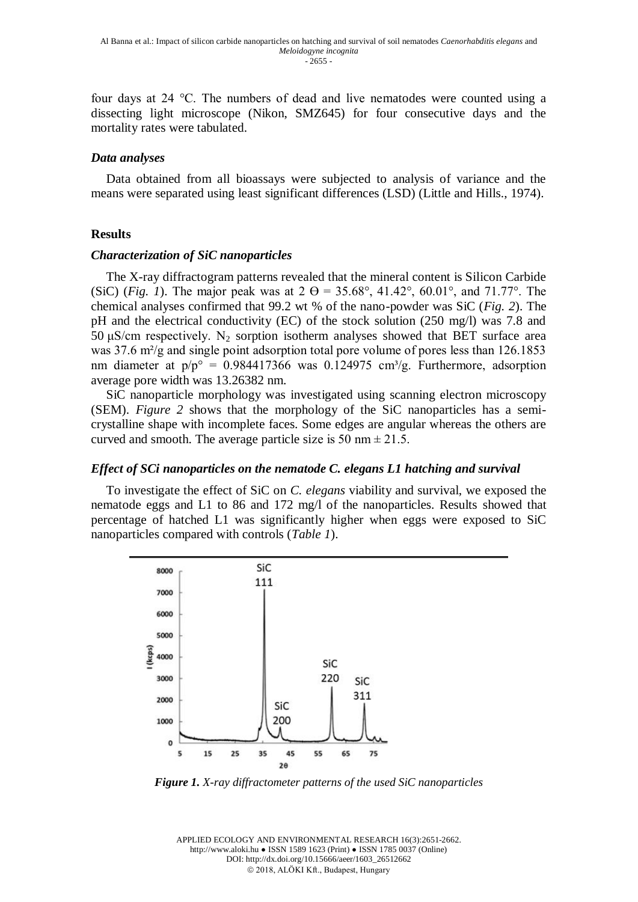four days at 24 °C. The numbers of dead and live nematodes were counted using a dissecting light microscope (Nikon, SMZ645) for four consecutive days and the mortality rates were tabulated.

### *Data analyses*

Data obtained from all bioassays were subjected to analysis of variance and the means were separated using least significant differences (LSD) (Little and Hills., 1974).

## Results

### *Characterization of SiC nanoparticles*

The X-ray diffractogram patterns revealed that the mineral content is Silicon Carbide (SiC) (*Fig. 1*). The major peak was at 2 ϴ = 35.68°, 41.42°, 60.01°, and 71.77°. The chemical analyses confirmed that 99.2 wt % of the nano-powder was SiC (*Fig. 2*). The pH and the electrical conductivity (EC) of the stock solution (250 mg/l) was 7.8 and 50 μS/cm respectively. $N_2$ sorption isotherm analyses showed that BET surface area was 37.6 m²/g and single point adsorption total pore volume of pores less than 126.1853 nm diameter at p/p° = 0.984417366 was 0.124975 cm³/g. Furthermore, adsorption average pore width was 13.26382 nm.

SiC nanoparticle morphology was investigated using scanning electron microscopy (SEM). *Figure 2* shows that the morphology of the SiC nanoparticles has a semi-crystalline shape with incomplete faces. Some edges are angular whereas the others are curved and smooth. The average particle size is 50 nm ± 21.5.

### *Effect of SCi nanoparticles on the nematode C. elegans L1 hatching and survival*

To investigate the effect of SiC on *C. elegans* viability and survival, we exposed the nematode eggs and L1 to 86 and 172 mg/l of the nanoparticles. Results showed that percentage of hatched L1 was significantly higher when eggs were exposed to SiC nanoparticles compared with controls (*Table 1*).

***Figure 1.*** *X-ray diffractometer patterns of the used SiC nanoparticles*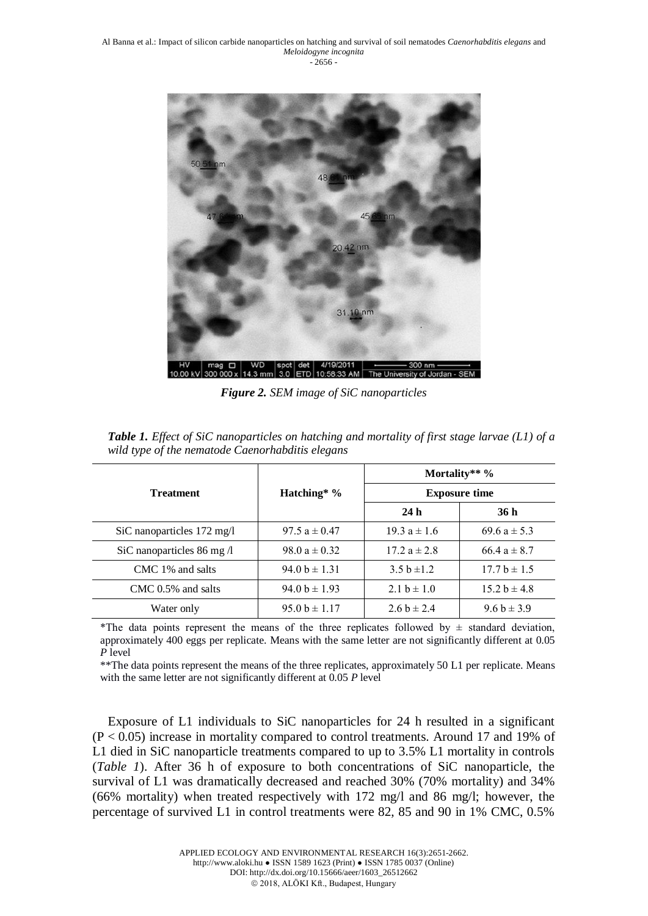*Figure 2. SEM image of SiC nanoparticles*

*Table 1. Effect of SiC nanoparticles on hatching and mortality of first stage larvae (L1) of a wild type of the nematode Caenorhabditis elegans*

| Treatment | Hatching* % | Mortality** % | |
|---|---|---|---|
| | | Exposure time | |
| | | 24 h | 36 h |
| SiC nanoparticles 172 mg/l | 97.5 a ± 0.47 | 19.3 a ± 1.6 | 69.6 a ± 5.3 |
| SiC nanoparticles 86 mg /l | 98.0 a ± 0.32 | 17.2 a ± 2.8 | 66.4 a ± 8.7 |
| CMC 1% and salts | 94.0 b ± 1.31 | 3.5 b ±1.2 | 17.7 b ± 1.5 |
| CMC 0.5% and salts | 94.0 b ± 1.93 | 2.1 b ± 1.0 | 15.2 b ± 4.8 |
| Water only | 95.0 b ± 1.17 | 2.6 b ± 2.4 | 9.6 b ± 3.9 |

*The data points represent the means of the three replicates followed by ± standard deviation, approximately 400 eggs per replicate. Means with the same letter are not significantly different at 0.05 *P* level

**The data points represent the means of the three replicates, approximately 50 L1 per replicate. Means with the same letter are not significantly different at 0.05 *P* level

Exposure of L1 individuals to SiC nanoparticles for 24 h resulted in a significant ($P < 0.05$) increase in mortality compared to control treatments. Around 17 and 19% of L1 died in SiC nanoparticle treatments compared to up to 3.5% L1 mortality in controls (*Table 1*). After 36 h of exposure to both concentrations of SiC nanoparticle, the survival of L1 was dramatically decreased and reached 30% (70% mortality) and 34% (66% mortality) when treated respectively with 172 mg/l and 86 mg/l; however, the percentage of survived L1 in control treatments were 82, 85 and 90 in 1% CMC, 0.5%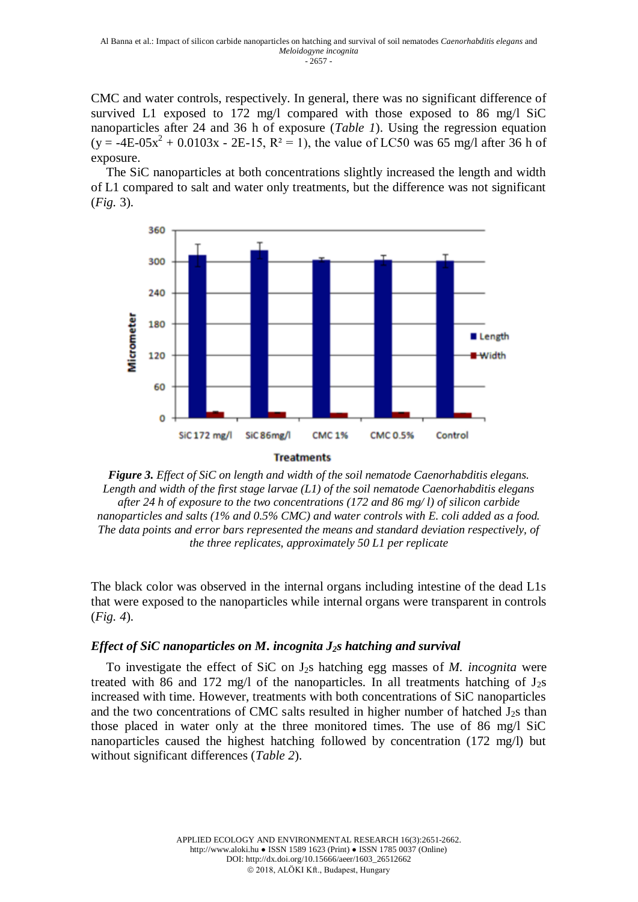CMC and water controls, respectively. In general, there was no significant difference of survived L1 exposed to 172 mg/l compared with those exposed to 86 mg/l SiC nanoparticles after 24 and 36 h of exposure (*Table 1*). Using the regression equation ($y = -4E\text{-}05x^2 + 0.0103x - 2E\text{-}15$, $R^2 = 1$), the value of LC50 was 65 mg/l after 36 h of exposure.

The SiC nanoparticles at both concentrations slightly increased the length and width of L1 compared to salt and water only treatments, but the difference was not significant (*Fig.* 3).

***Figure 3.*** *Effect of SiC on length and width of the soil nematode Caenorhabditis elegans. Length and width of the first stage larvae (L1) of the soil nematode Caenorhabditis elegans after 24 h of exposure to the two concentrations (172 and 86 mg/ l) of silicon carbide nanoparticles and salts (1% and 0.5% CMC) and water controls with E. coli added as a food. The data points and error bars represented the means and standard deviation respectively, of the three replicates, approximately 50 L1 per replicate*

The black color was observed in the internal organs including intestine of the dead L1s that were exposed to the nanoparticles while internal organs were transparent in controls (*Fig. 4*).

### *Effect of SiC nanoparticles on M. incognita $J_2$s hatching and survival*

To investigate the effect of SiC on $J_2$s hatching egg masses of *M. incognita* were treated with 86 and 172 mg/l of the nanoparticles. In all treatments hatching of $J_2$s increased with time. However, treatments with both concentrations of SiC nanoparticles and the two concentrations of CMC salts resulted in higher number of hatched $J_2$s than those placed in water only at the three monitored times. The use of 86 mg/l SiC nanoparticles caused the highest hatching followed by concentration (172 mg/l) but without significant differences (*Table 2*).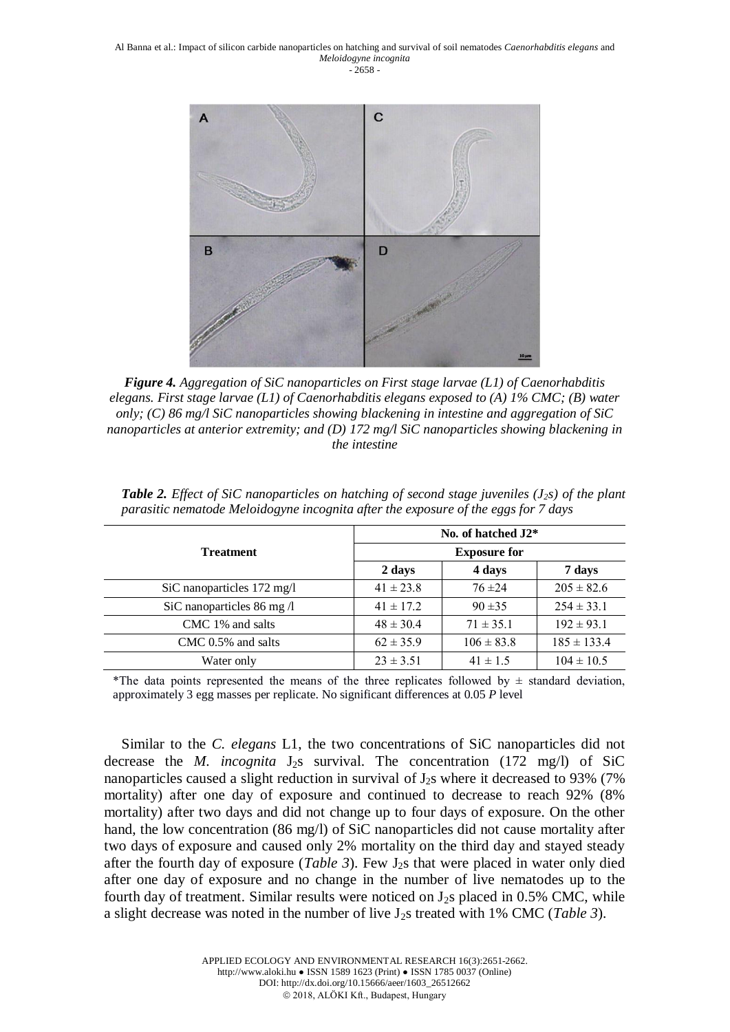*Figure 4. Aggregation of SiC nanoparticles on First stage larvae (L1) of Caenorhabditis elegans. First stage larvae (L1) of Caenorhabditis elegans exposed to (A) 1% CMC; (B) water only; (C) 86 mg/l SiC nanoparticles showing blackening in intestine and aggregation of SiC nanoparticles at anterior extremity; and (D) 172 mg/l SiC nanoparticles showing blackening in the intestine*

***Table 2.** Effect of SiC nanoparticles on hatching of second stage juveniles ($J_2$s) of the plant parasitic nematode Meloidogyne incognita after the exposure of the eggs for 7 days*

| Treatment | No. of hatched J2* | | |
|---|---|---|---|
| | Exposure for | | |
| | 2 days | 4 days | 7 days |
| SiC nanoparticles 172 mg/l | 41 ± 23.8 | 76 ±24 | 205 ± 82.6 |
| SiC nanoparticles 86 mg /l | 41 ± 17.2 | 90 ±35 | 254 ± 33.1 |
| CMC 1% and salts | 48 ± 30.4 | 71 ± 35.1 | 192 ± 93.1 |
| CMC 0.5% and salts | 62 ± 35.9 | 106 ± 83.8 | 185 ± 133.4 |
| Water only | 23 ± 3.51 | 41 ± 1.5 | 104 ± 10.5 |

*The data points represented the means of the three replicates followed by ± standard deviation, approximately 3 egg masses per replicate. No significant differences at 0.05 *P* level

Similar to the *C. elegans* L1, the two concentrations of SiC nanoparticles did not decrease the *M. incognita* $J_2$s survival. The concentration (172 mg/l) of SiC nanoparticles caused a slight reduction in survival of $J_2$s where it decreased to 93% (7% mortality) after one day of exposure and continued to decrease to reach 92% (8% mortality) after two days and did not change up to four days of exposure. On the other hand, the low concentration (86 mg/l) of SiC nanoparticles did not cause mortality after two days of exposure and caused only 2% mortality on the third day and stayed steady after the fourth day of exposure (*Table 3*). Few $J_2$s that were placed in water only died after one day of exposure and no change in the number of live nematodes up to the fourth day of treatment. Similar results were noticed on $J_2$s placed in 0.5% CMC, while a slight decrease was noted in the number of live $J_2$s treated with 1% CMC (*Table 3*).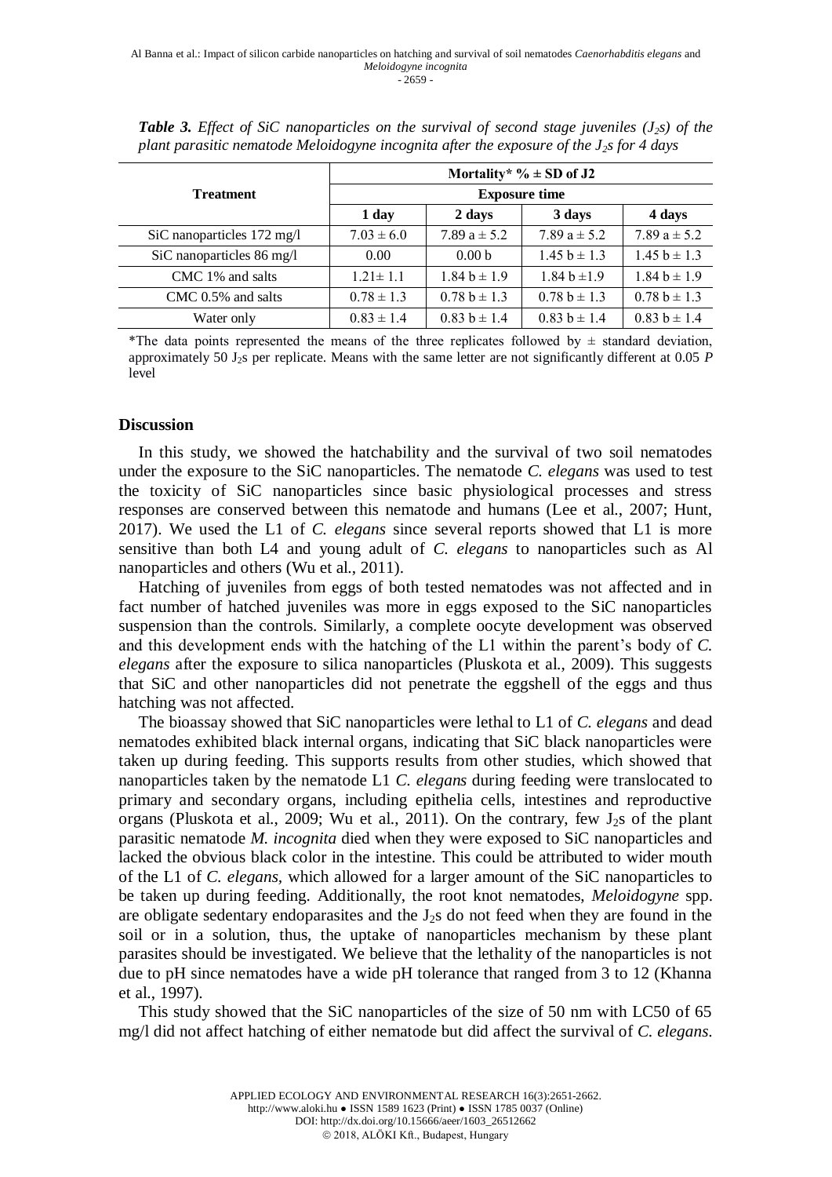***Table 3.** Effect of SiC nanoparticles on the survival of second stage juveniles ($J_2$s) of the plant parasitic nematode Meloidogyne incognita after the exposure of the $J_2$s for 4 days*

| Treatment | Mortality* % ± SD of J2 | | | |
|---|---|---|---|---|
| | Exposure time | | | |
| | 1 day | 2 days | 3 days | 4 days |
| SiC nanoparticles 172 mg/l | 7.03 ± 6.0 | 7.89 a ± 5.2 | 7.89 a ± 5.2 | 7.89 a ± 5.2 |
| SiC nanoparticles 86 mg/l | 0.00 | 0.00 b | 1.45 b ± 1.3 | 1.45 b ± 1.3 |
| CMC 1% and salts | 1.21± 1.1 | 1.84 b ± 1.9 | 1.84 b ±1.9 | 1.84 b ± 1.9 |
| CMC 0.5% and salts | 0.78 ± 1.3 | 0.78 b ± 1.3 | 0.78 b ± 1.3 | 0.78 b ± 1.3 |
| Water only | 0.83 ± 1.4 | 0.83 b ± 1.4 | 0.83 b ± 1.4 | 0.83 b ± 1.4 |

*The data points represented the means of the three replicates followed by ± standard deviation, approximately 50 $J_2$s per replicate. Means with the same letter are not significantly different at 0.05 *P* level

## Discussion

In this study, we showed the hatchability and the survival of two soil nematodes under the exposure to the SiC nanoparticles. The nematode *C. elegans* was used to test the toxicity of SiC nanoparticles since basic physiological processes and stress responses are conserved between this nematode and humans (Lee et al., 2007; Hunt, 2017). We used the L1 of *C. elegans* since several reports showed that L1 is more sensitive than both L4 and young adult of *C. elegans* to nanoparticles such as Al nanoparticles and others (Wu et al., 2011).

Hatching of juveniles from eggs of both tested nematodes was not affected and in fact number of hatched juveniles was more in eggs exposed to the SiC nanoparticles suspension than the controls. Similarly, a complete oocyte development was observed and this development ends with the hatching of the L1 within the parent's body of *C. elegans* after the exposure to silica nanoparticles (Pluskota et al., 2009). This suggests that SiC and other nanoparticles did not penetrate the eggshell of the eggs and thus hatching was not affected.

The bioassay showed that SiC nanoparticles were lethal to L1 of *C. elegans* and dead nematodes exhibited black internal organs, indicating that SiC black nanoparticles were taken up during feeding. This supports results from other studies, which showed that nanoparticles taken by the nematode L1 *C. elegans* during feeding were translocated to primary and secondary organs, including epithelia cells, intestines and reproductive organs (Pluskota et al., 2009; Wu et al., 2011). On the contrary, few $J_2$s of the plant parasitic nematode *M. incognita* died when they were exposed to SiC nanoparticles and lacked the obvious black color in the intestine. This could be attributed to wider mouth of the L1 of *C. elegans*, which allowed for a larger amount of the SiC nanoparticles to be taken up during feeding. Additionally, the root knot nematodes, *Meloidogyne* spp. are obligate sedentary endoparasites and the $J_2$s do not feed when they are found in the soil or in a solution, thus, the uptake of nanoparticles mechanism by these plant parasites should be investigated. We believe that the lethality of the nanoparticles is not due to pH since nematodes have a wide pH tolerance that ranged from 3 to 12 (Khanna et al., 1997).

This study showed that the SiC nanoparticles of the size of 50 nm with LC50 of 65 mg/l did not affect hatching of either nematode but did affect the survival of *C. elegans*.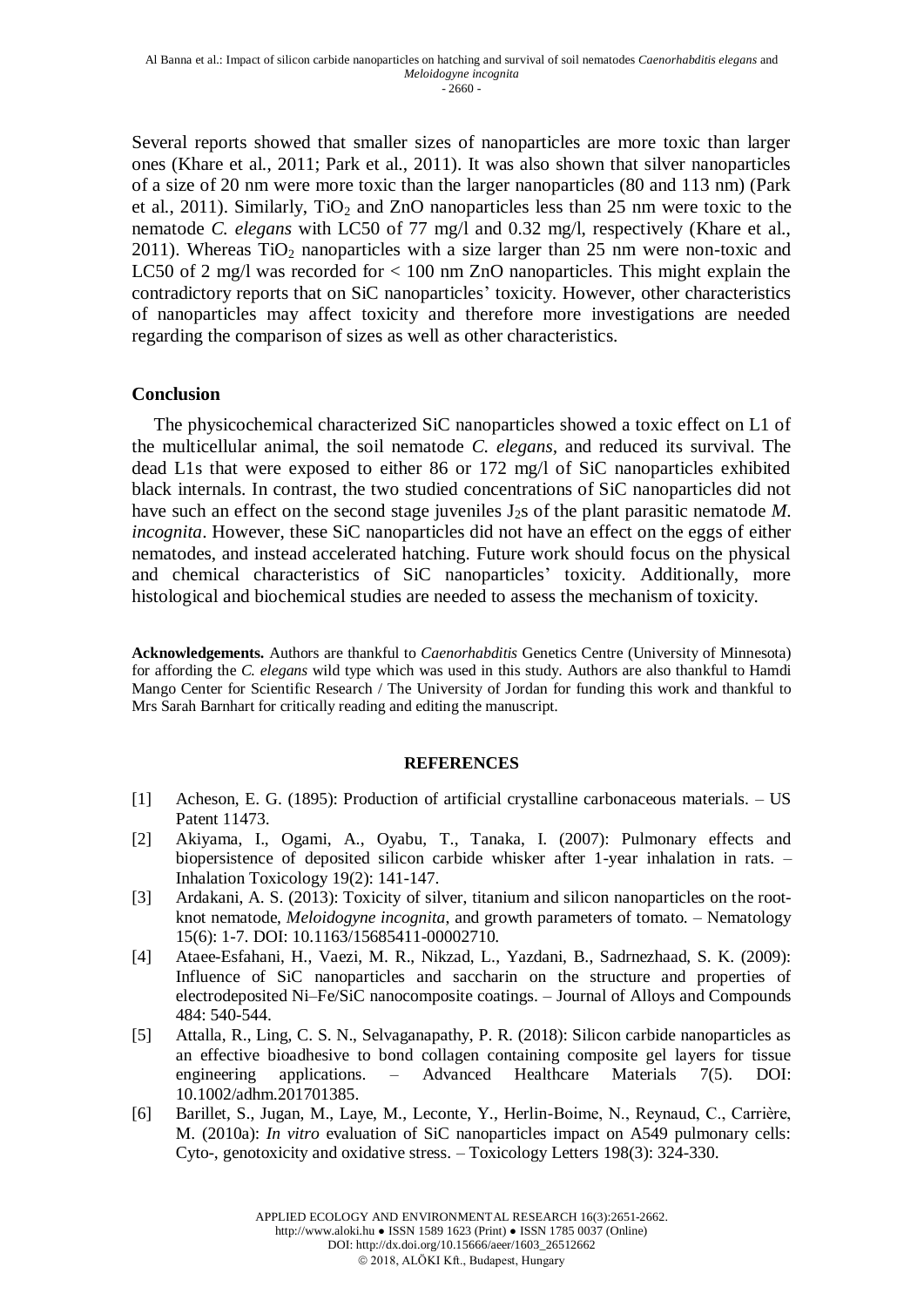Several reports showed that smaller sizes of nanoparticles are more toxic than larger ones (Khare et al., 2011; Park et al., 2011). It was also shown that silver nanoparticles of a size of 20 nm were more toxic than the larger nanoparticles (80 and 113 nm) (Park et al., 2011). Similarly, $TiO_2$ and ZnO nanoparticles less than 25 nm were toxic to the nematode *C. elegans* with LC50 of 77 mg/l and 0.32 mg/l, respectively (Khare et al., 2011). Whereas $TiO_2$ nanoparticles with a size larger than 25 nm were non-toxic and LC50 of 2 mg/l was recorded for < 100 nm ZnO nanoparticles. This might explain the contradictory reports that on SiC nanoparticles' toxicity. However, other characteristics of nanoparticles may affect toxicity and therefore more investigations are needed regarding the comparison of sizes as well as other characteristics.

## Conclusion

The physicochemical characterized SiC nanoparticles showed a toxic effect on L1 of the multicellular animal, the soil nematode *C. elegans,* and reduced its survival. The dead L1s that were exposed to either 86 or 172 mg/l of SiC nanoparticles exhibited black internals. In contrast, the two studied concentrations of SiC nanoparticles did not have such an effect on the second stage juveniles $J_2$s of the plant parasitic nematode *M. incognita*. However, these SiC nanoparticles did not have an effect on the eggs of either nematodes, and instead accelerated hatching. Future work should focus on the physical and chemical characteristics of SiC nanoparticles' toxicity. Additionally, more histological and biochemical studies are needed to assess the mechanism of toxicity.

**Acknowledgements.** Authors are thankful to *Caenorhabditis* Genetics Centre (University of Minnesota) for affording the *C. elegans* wild type which was used in this study. Authors are also thankful to Hamdi Mango Center for Scientific Research / The University of Jordan for funding this work and thankful to Mrs Sarah Barnhart for critically reading and editing the manuscript.

## REFERENCES

[1] Acheson, E. G. (1895): Production of artificial crystalline carbonaceous materials. – US Patent 11473.

[2] Akiyama, I., Ogami, A., Oyabu, T., Tanaka, I. (2007): Pulmonary effects and biopersistence of deposited silicon carbide whisker after 1-year inhalation in rats. – Inhalation Toxicology 19(2): 141-147.

[3] Ardakani, A. S. (2013): Toxicity of silver, titanium and silicon nanoparticles on the root-knot nematode, *Meloidogyne incognita*, and growth parameters of tomato. – Nematology 15(6): 1-7. DOI: 10.1163/15685411-00002710.

[4] Ataee-Esfahani, H., Vaezi, M. R., Nikzad, L., Yazdani, B., Sadrnezhaad, S. K. (2009): Influence of SiC nanoparticles and saccharin on the structure and properties of electrodeposited Ni–Fe/SiC nanocomposite coatings. – Journal of Alloys and Compounds 484: 540-544.

[5] Attalla, R., Ling, C. S. N., Selvaganapathy, P. R. (2018): Silicon carbide nanoparticles as an effective bioadhesive to bond collagen containing composite gel layers for tissue engineering applications. – Advanced Healthcare Materials 7(5). DOI: 10.1002/adhm.201701385.

[6] Barillet, S., Jugan, M., Laye, M., Leconte, Y., Herlin-Boime, N., Reynaud, C., Carrière, M. (2010a): *In vitro* evaluation of SiC nanoparticles impact on A549 pulmonary cells: Cyto-, genotoxicity and oxidative stress. – Toxicology Letters 198(3): 324-330.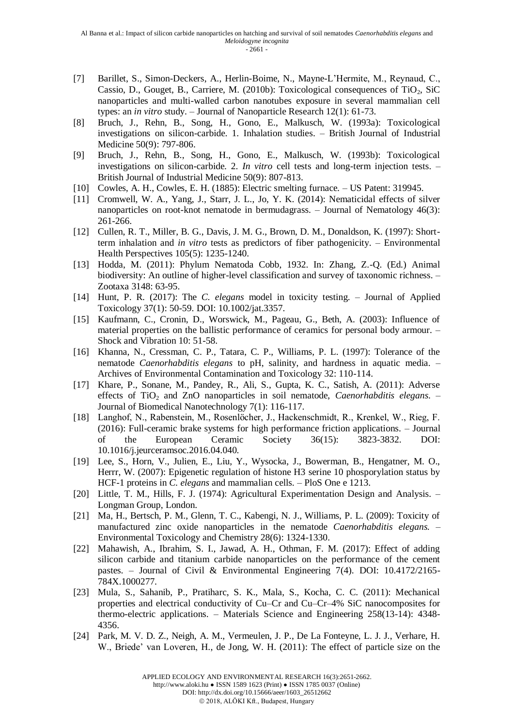[7] Barillet, S., Simon-Deckers, A., Herlin-Boime, N., Mayne-L'Hermite, M., Reynaud, C., Cassio, D., Gouget, B., Carriere, M. (2010b): Toxicological consequences of $TiO_2$, SiC nanoparticles and multi-walled carbon nanotubes exposure in several mammalian cell types: an *in vitro* study. – Journal of Nanoparticle Research 12(1): 61-73.

[8] Bruch, J., Rehn, B., Song, H., Gono, E., Malkusch, W. (1993a): Toxicological investigations on silicon-carbide. 1. Inhalation studies. – British Journal of Industrial Medicine 50(9): 797-806.

[9] Bruch, J., Rehn, B., Song, H., Gono, E., Malkusch, W. (1993b): Toxicological investigations on silicon-carbide. 2. *In vitro* cell tests and long-term injection tests. – British Journal of Industrial Medicine 50(9): 807-813.

[10] Cowles, A. H., Cowles, E. H. (1885): Electric smelting furnace. – US Patent: 319945.

[11] Cromwell, W. A., Yang, J., Starr, J. L., Jo, Y. K. (2014): Nematicidal effects of silver nanoparticles on root-knot nematode in bermudagrass. – Journal of Nematology 46(3): 261-266.

[12] Cullen, R. T., Miller, B. G., Davis, J. M. G., Brown, D. M., Donaldson, K. (1997): Short-term inhalation and *in vitro* tests as predictors of fiber pathogenicity. – Environmental Health Perspectives 105(5): 1235-1240.

[13] Hodda, M. (2011): Phylum Nematoda Cobb, 1932. In: Zhang, Z.-Q. (Ed.) Animal biodiversity: An outline of higher-level classification and survey of taxonomic richness. – Zootaxa 3148: 63-95.

[14] Hunt, P. R. (2017): The *C. elegans* model in toxicity testing. – Journal of Applied Toxicology 37(1): 50-59. DOI: 10.1002/jat.3357.

[15] Kaufmann, C., Cronin, D., Worswick, M., Pageau, G., Beth, A. (2003): Influence of material properties on the ballistic performance of ceramics for personal body armour. – Shock and Vibration 10: 51-58.

[16] Khanna, N., Cressman, C. P., Tatara, C. P., Williams, P. L. (1997): Tolerance of the nematode *Caenorhabditis elegans* to pH, salinity, and hardness in aquatic media. – Archives of Environmental Contamination and Toxicology 32: 110-114.

[17] Khare, P., Sonane, M., Pandey, R., Ali, S., Gupta, K. C., Satish, A. (2011): Adverse effects of $TiO_2$ and ZnO nanoparticles in soil nematode, *Caenorhabditis elegans*. – Journal of Biomedical Nanotechnology 7(1): 116-117.

[18] Langhof, N., Rabenstein, M., Rosenlöcher, J., Hackenschmidt, R., Krenkel, W., Rieg, F. (2016): Full-ceramic brake systems for high performance friction applications. – Journal of the European Ceramic Society 36(15): 3823-3832. DOI: 10.1016/j.jeurceramsoc.2016.04.040.

[19] Lee, S., Horn, V., Julien, E., Liu, Y., Wysocka, J., Bowerman, B., Hengatner, M. O., Herrr, W. (2007): Epigenetic regulation of histone H3 serine 10 phosporylation status by HCF-1 proteins in *C. elegans* and mammalian cells. – PloS One e 1213.

[20] Little, T. M., Hills, F. J. (1974): Agricultural Experimentation Design and Analysis. – Longman Group, London.

[21] Ma, H., Bertsch, P. M., Glenn, T. C., Kabengi, N. J., Williams, P. L. (2009): Toxicity of manufactured zinc oxide nanoparticles in the nematode *Caenorhabditis elegans*. – Environmental Toxicology and Chemistry 28(6): 1324-1330.

[22] Mahawish, A., Ibrahim, S. I., Jawad, A. H., Othman, F. M. (2017): Effect of adding silicon carbide and titanium carbide nanoparticles on the performance of the cement pastes. – Journal of Civil & Environmental Engineering 7(4). DOI: 10.4172/2165-784X.1000277.

[23] Mula, S., Sahanib, P., Pratiharc, S. K., Mala, S., Kocha, C. C. (2011): Mechanical properties and electrical conductivity of Cu–Cr and Cu–Cr–4% SiC nanocomposites for thermo-electric applications. – Materials Science and Engineering 258(13-14): 4348-4356.

[24] Park, M. V. D. Z., Neigh, A. M., Vermeulen, J. P., De La Fonteyne, L. J. J., Verhare, H. W., Briede' van Loveren, H., de Jong, W. H. (2011): The effect of particle size on the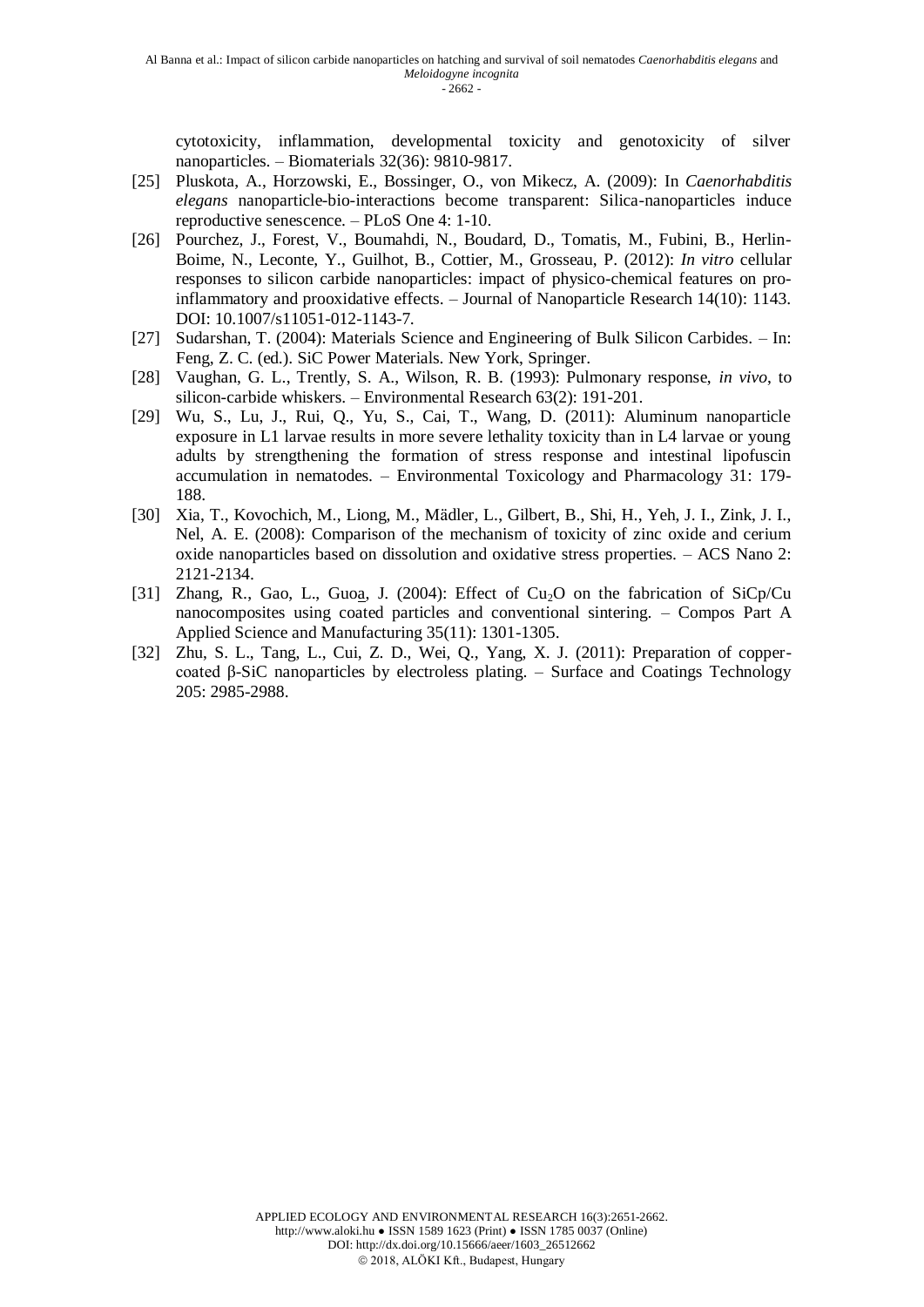cytotoxicity, inflammation, developmental toxicity and genotoxicity of silver nanoparticles. – Biomaterials 32(36): 9810-9817.

[25] Pluskota, A., Horzowski, E., Bossinger, O., von Mikecz, A. (2009): In *Caenorhabditis elegans* nanoparticle-bio-interactions become transparent: Silica-nanoparticles induce reproductive senescence. – PLoS One 4: 1-10.

[26] Pourchez, J., Forest, V., Boumahdi, N., Boudard, D., Tomatis, M., Fubini, B., Herlin-Boime, N., Leconte, Y., Guilhot, B., Cottier, M., Grosseau, P. (2012): *In vitro* cellular responses to silicon carbide nanoparticles: impact of physico-chemical features on pro-inflammatory and prooxidative effects. – Journal of Nanoparticle Research 14(10): 1143. DOI: 10.1007/s11051-012-1143-7.

[27] Sudarshan, T. (2004): Materials Science and Engineering of Bulk Silicon Carbides. – In: Feng, Z. C. (ed.). SiC Power Materials. New York, Springer.

[28] Vaughan, G. L., Trently, S. A., Wilson, R. B. (1993): Pulmonary response, *in vivo*, to silicon-carbide whiskers. – Environmental Research 63(2): 191-201.

[29] Wu, S., Lu, J., Rui, Q., Yu, S., Cai, T., Wang, D. (2011): Aluminum nanoparticle exposure in L1 larvae results in more severe lethality toxicity than in L4 larvae or young adults by strengthening the formation of stress response and intestinal lipofuscin accumulation in nematodes. – Environmental Toxicology and Pharmacology 31: 179-188.

[30] Xia, T., Kovochich, M., Liong, M., Mädler, L., Gilbert, B., Shi, H., Yeh, J. I., Zink, J. I., Nel, A. E. (2008): Comparison of the mechanism of toxicity of zinc oxide and cerium oxide nanoparticles based on dissolution and oxidative stress properties. – ACS Nano 2: 2121-2134.

[31] Zhang, R., Gao, L., Guoa, J. (2004): Effect of $Cu_2O$ on the fabrication of SiCp/Cu nanocomposites using coated particles and conventional sintering. – Compos Part A Applied Science and Manufacturing 35(11): 1301-1305.

[32] Zhu, S. L., Tang, L., Cui, Z. D., Wei, Q., Yang, X. J. (2011): Preparation of copper-coated β-SiC nanoparticles by electroless plating. – Surface and Coatings Technology 205: 2985-2988.